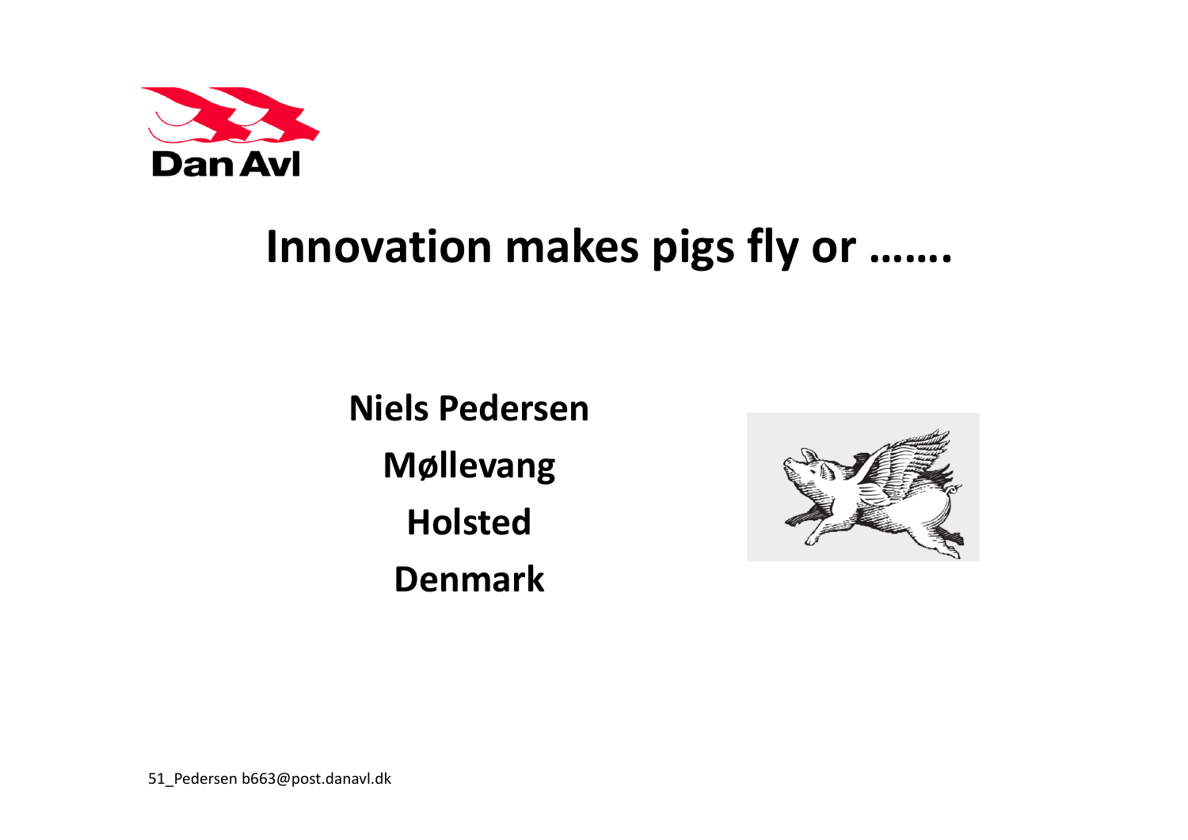Dan Avl

# Innovation makes pigs fly or …….

**Niels Pedersen**

**Møllevang**

**Holsted**

**Denmark**

51_Pedersen b663@post.danavl.dk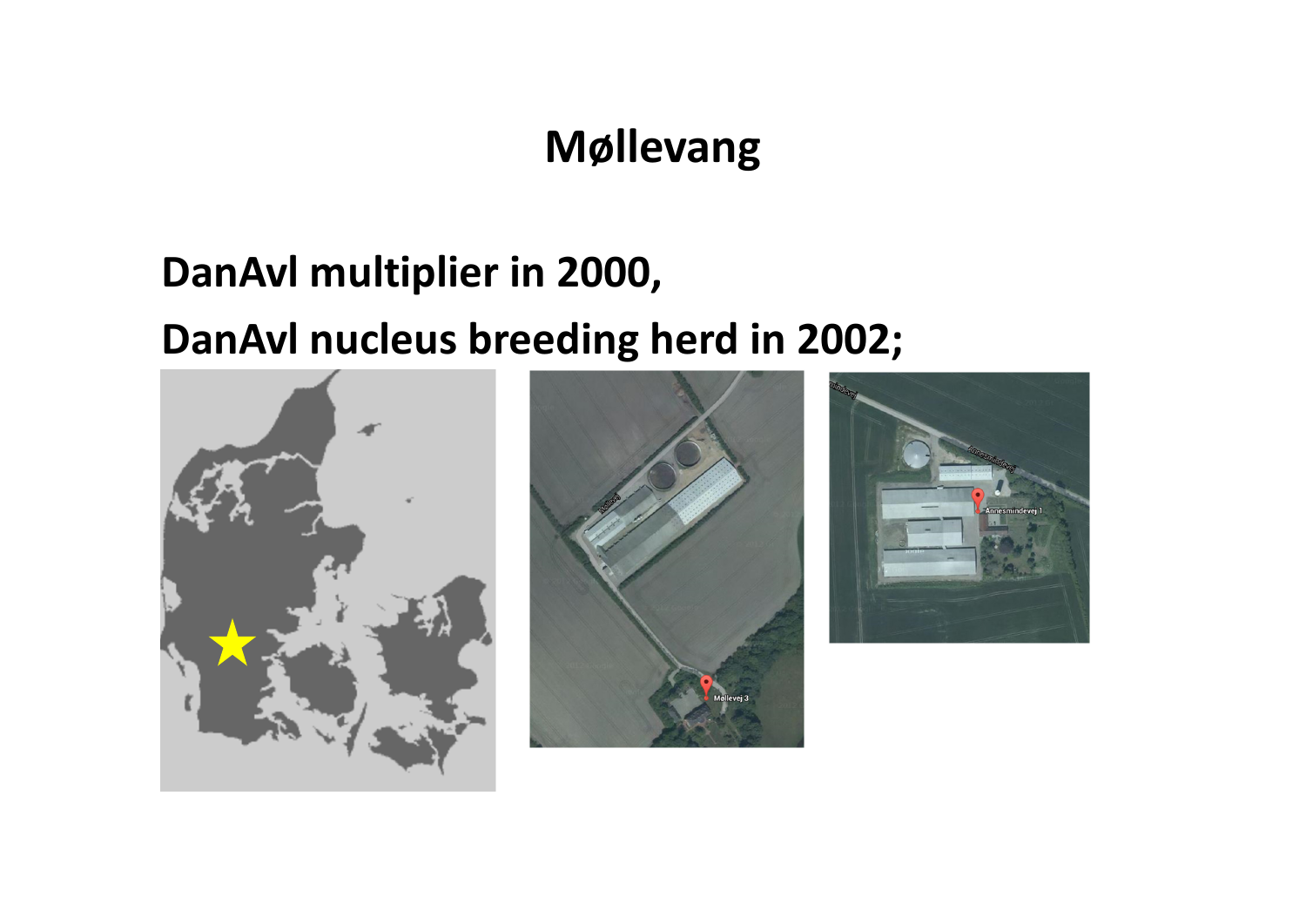# Møllevang

**DanAvl multiplier in 2000,**

**DanAvl nucleus breeding herd in 2002;**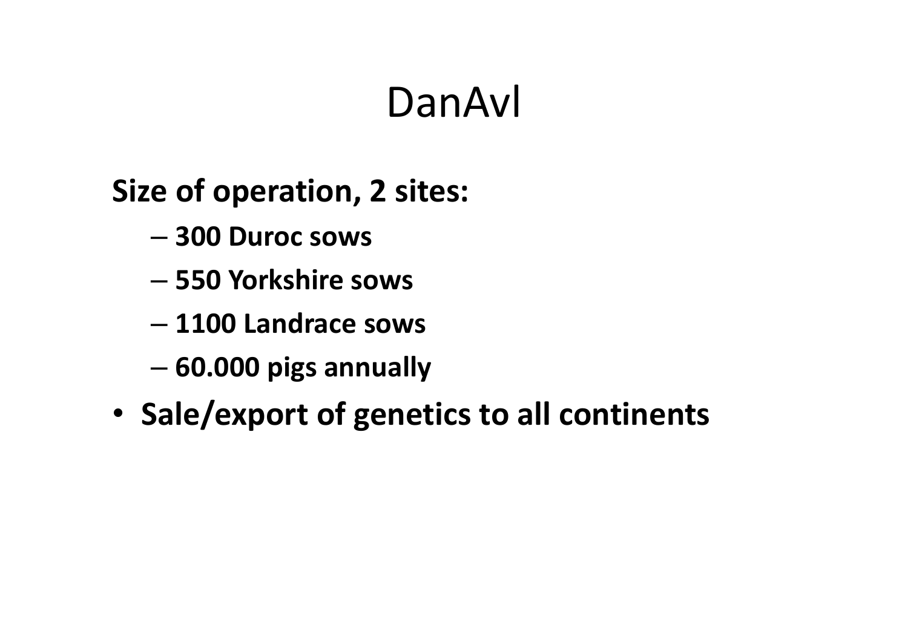# DanAvl

**Size of operation, 2 sites:**

- **300 Duroc sows**
- **550 Yorkshire sows**
- **1100 Landrace sows**
- **60.000 pigs annually**

- **Sale/export of genetics to all continents**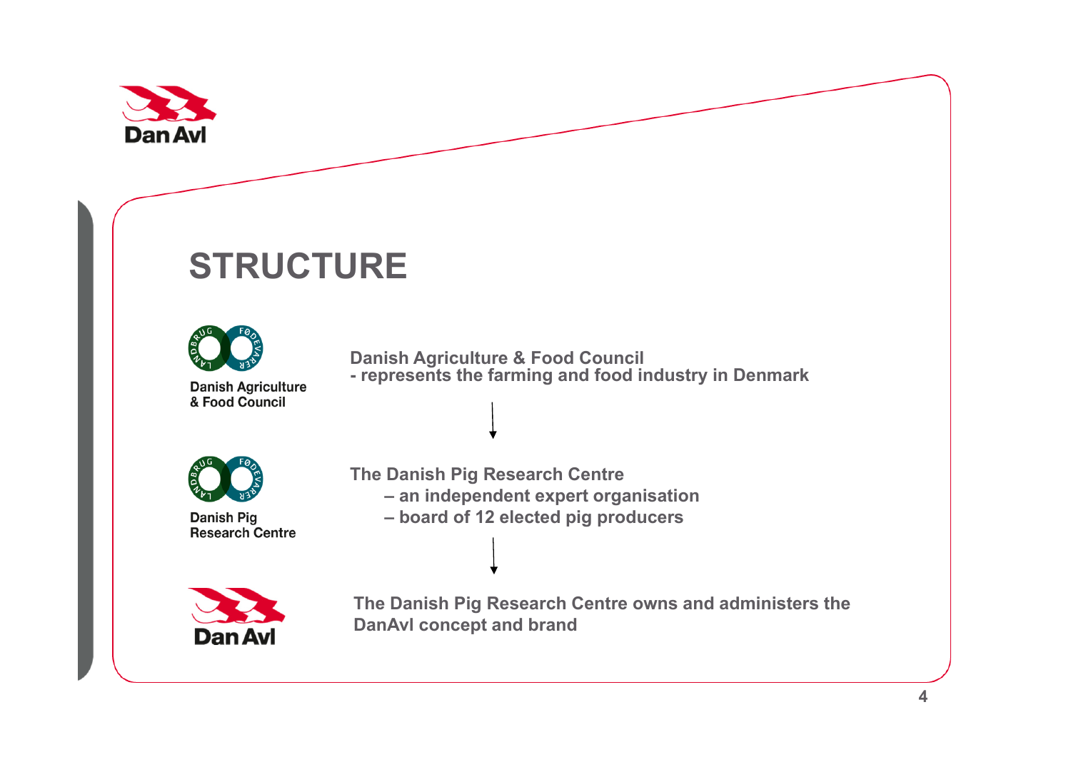# STRUCTURE

Danish Agriculture & Food Council

**Danish Agriculture & Food Council**
**- represents the farming and food industry in Denmark**

↓

Danish Pig Research Centre

**The Danish Pig Research Centre**

- **an independent expert organisation**
- **board of 12 elected pig producers**

↓

Dan Avl

**The Danish Pig Research Centre owns and administers the DanAvl concept and brand**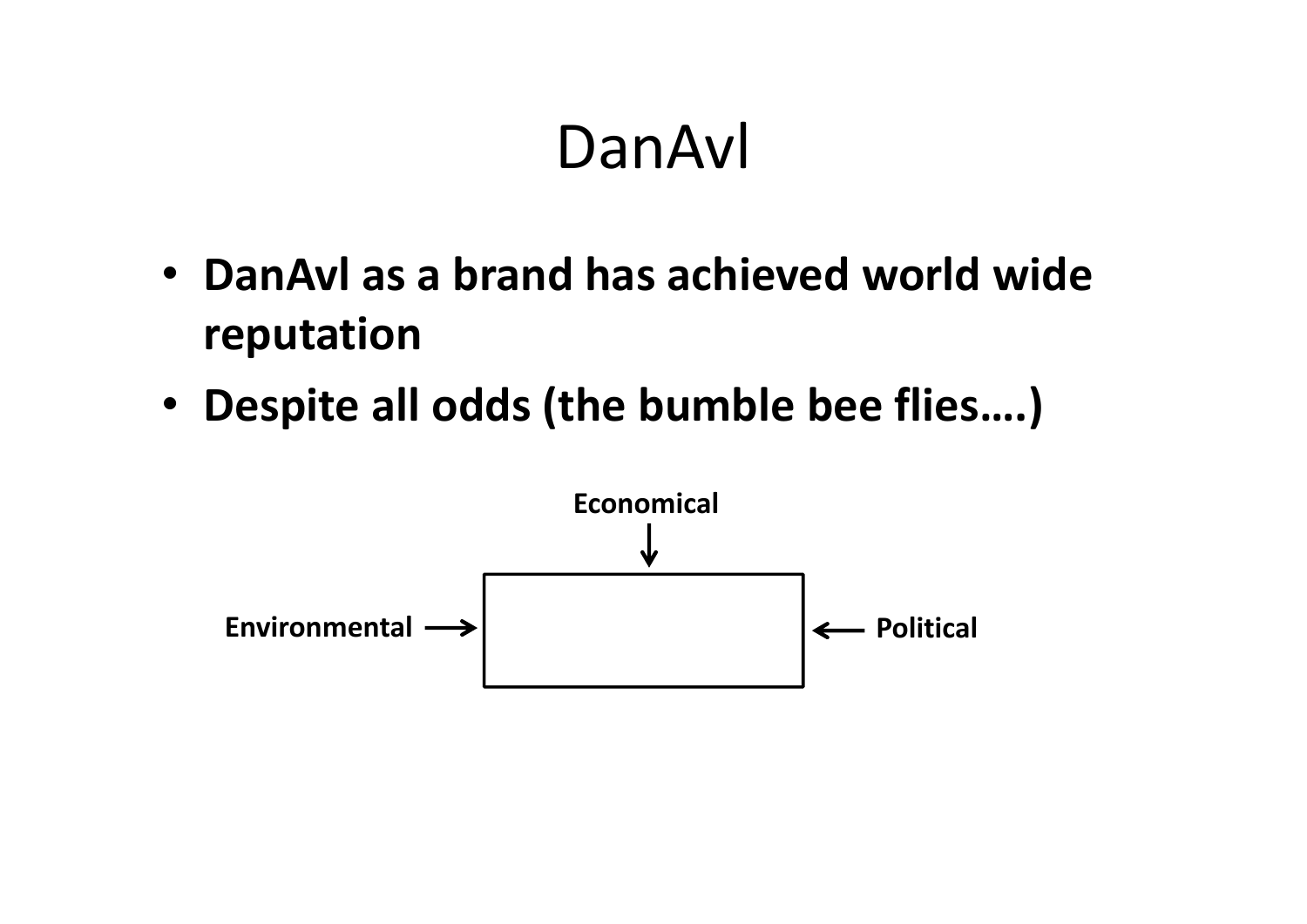# DanAvl

- **DanAvl as a brand has achieved world wide reputation**
- **Despite all odds (the bumble bee flies….)**

**Economical**

**Environmental**

**Political**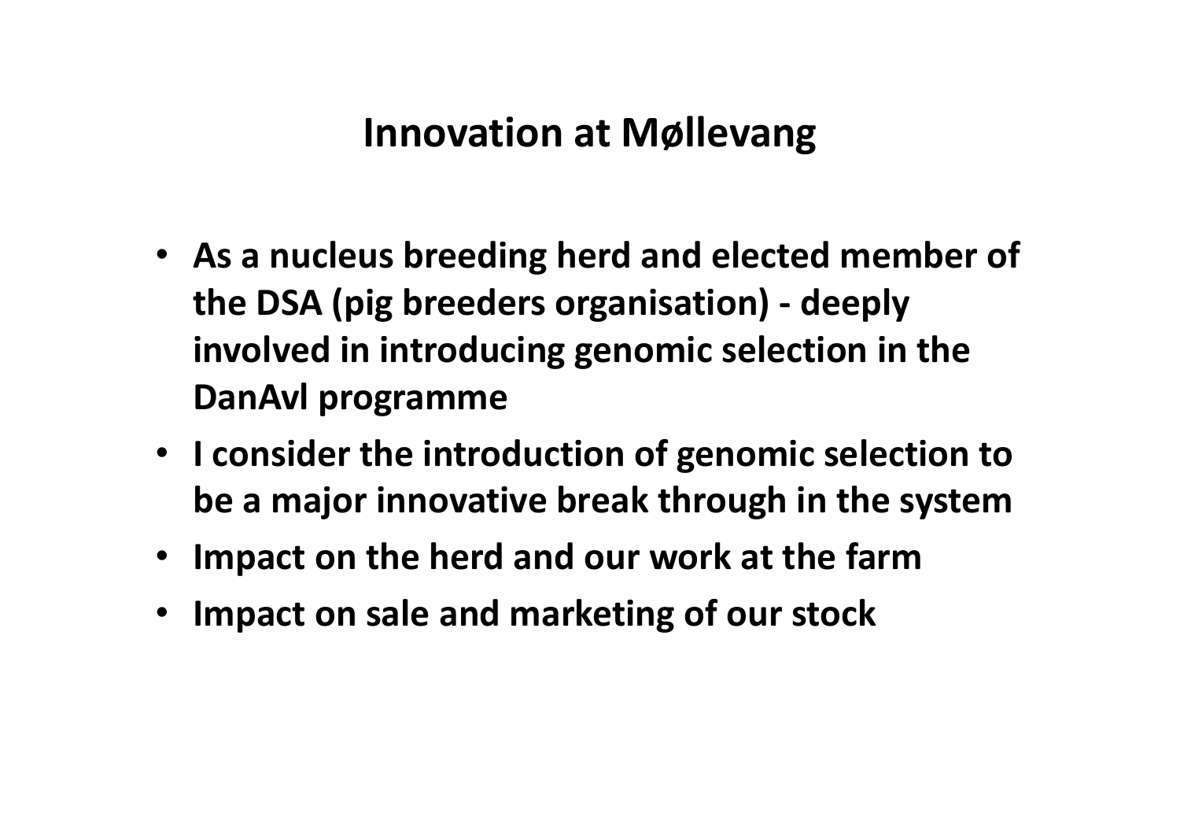# Innovation at Møllevang

- **As a nucleus breeding herd and elected member of the DSA (pig breeders organisation) - deeply involved in introducing genomic selection in the DanAvl programme**
- **I consider the introduction of genomic selection to be a major innovative break through in the system**
- **Impact on the herd and our work at the farm**
- **Impact on sale and marketing of our stock**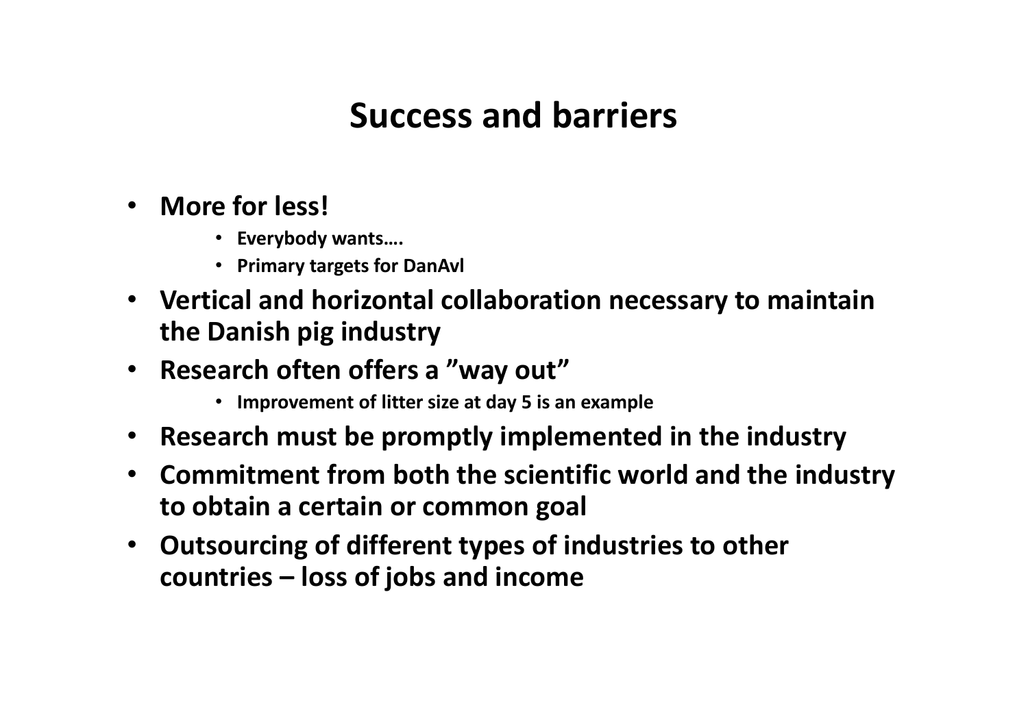# Success and barriers

- **More for less!**
  - **Everybody wants….**
  - **Primary targets for DanAvl**
- **Vertical and horizontal collaboration necessary to maintain the Danish pig industry**
- **Research often offers a ”way out”**
  - **Improvement of litter size at day 5 is an example**
- **Research must be promptly implemented in the industry**
- **Commitment from both the scientific world and the industry to obtain a certain or common goal**
- **Outsourcing of different types of industries to other countries – loss of jobs and income**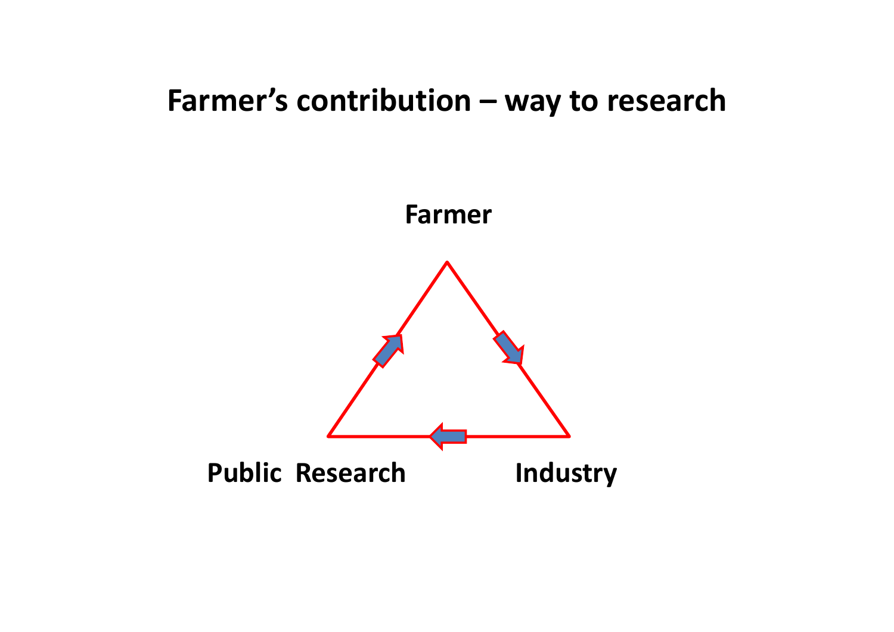# Farmer's contribution – way to research

Farmer

Public Research

Industry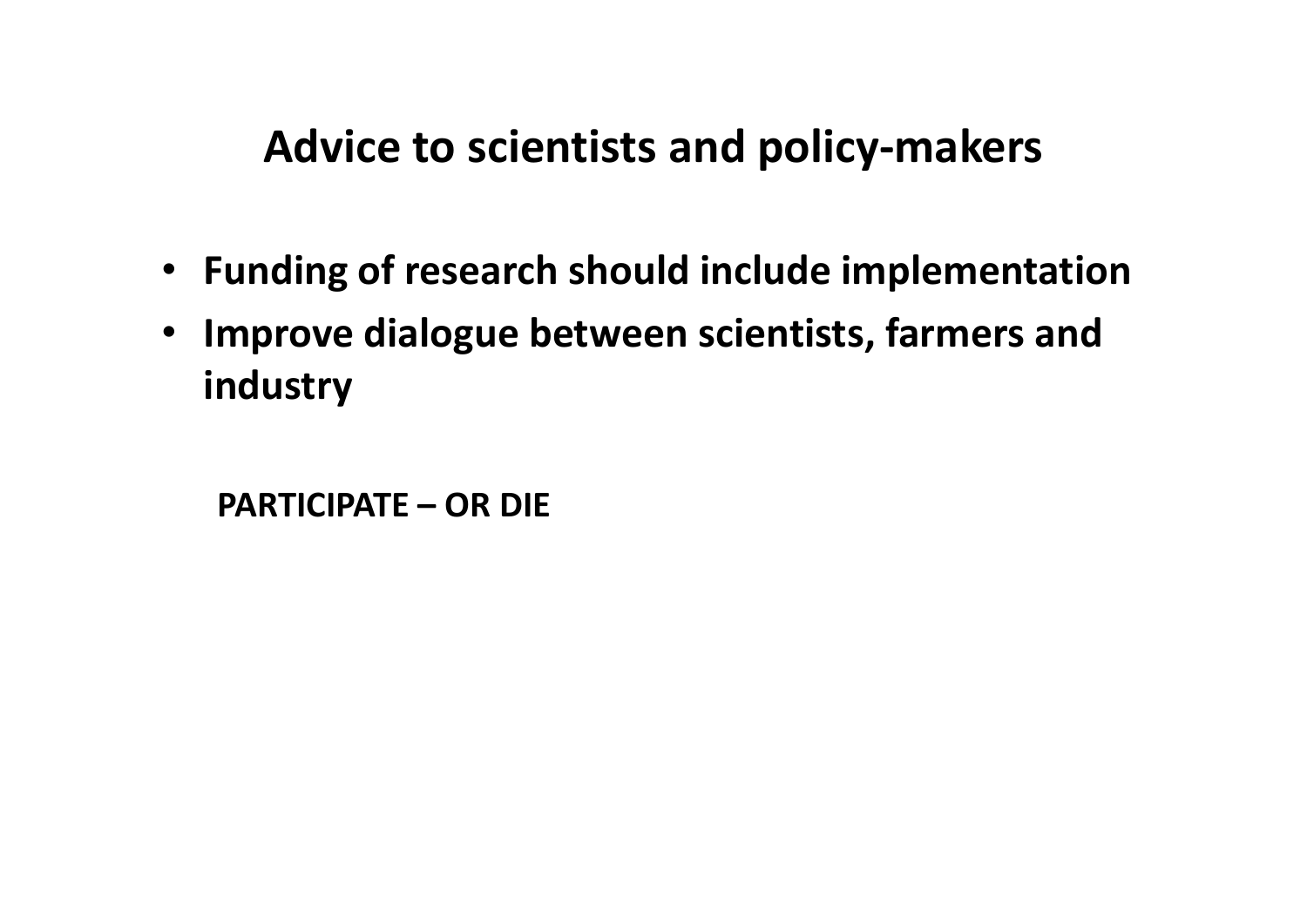# Advice to scientists and policy-makers

- **Funding of research should include implementation**
- **Improve dialogue between scientists, farmers and industry**

**PARTICIPATE – OR DIE**